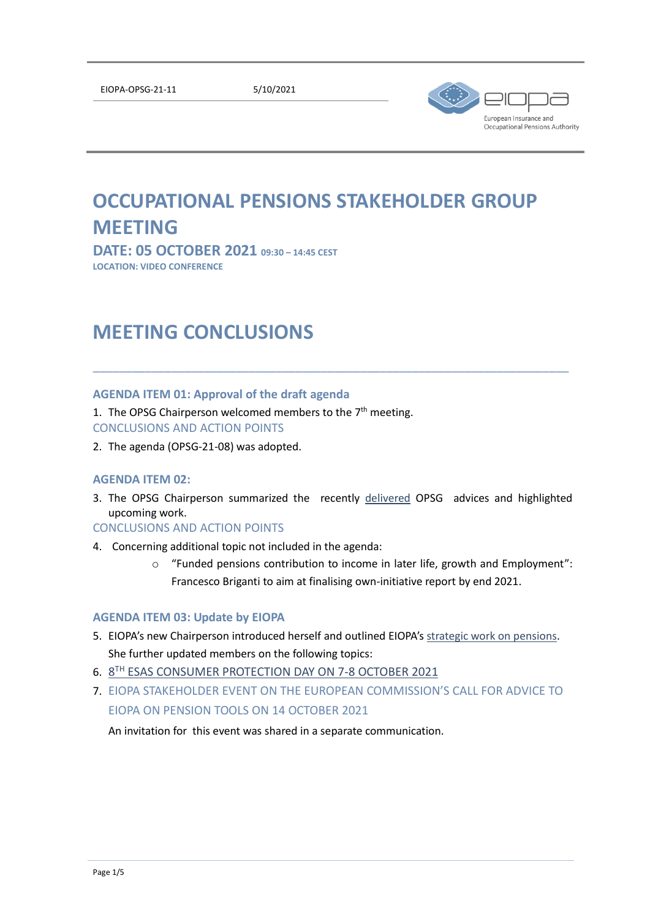EIOPA-OPSG-21-11 5/10/2021

# OCCUPATIONAL PENSIONS STAKEHOLDER GROUP MEETING

**DATE: 05 OCTOBER 2021** 09:30 – 14:45 CEST

**LOCATION: VIDEO CONFERENCE**

# MEETING CONCLUSIONS

---

## AGENDA ITEM 01: Approval of the draft agenda

1. The OPSG Chairperson welcomed members to the 7th meeting.

CONCLUSIONS AND ACTION POINTS

2. The agenda (OPSG-21-08) was adopted.

## AGENDA ITEM 02:

3. The OPSG Chairperson summarized the recently delivered OPSG advices and highlighted upcoming work.

CONCLUSIONS AND ACTION POINTS

4. Concerning additional topic not included in the agenda:
   - "Funded pensions contribution to income in later life, growth and Employment": Francesco Briganti to aim at finalising own-initiative report by end 2021.

## AGENDA ITEM 03: Update by EIOPA

5. EIOPA's new Chairperson introduced herself and outlined EIOPA's strategic work on pensions. She further updated members on the following topics:
6. 8TH ESAS CONSUMER PROTECTION DAY ON 7-8 OCTOBER 2021
7. EIOPA STAKEHOLDER EVENT ON THE EUROPEAN COMMISSION'S CALL FOR ADVICE TO EIOPA ON PENSION TOOLS ON 14 OCTOBER 2021

   An invitation for this event was shared in a separate communication.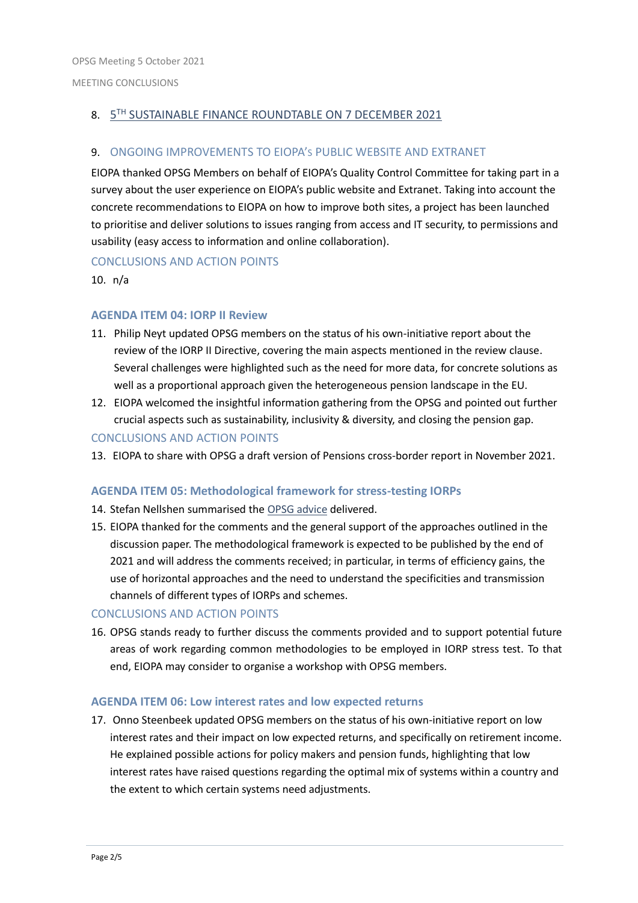8. [5[TH] SUSTAINABLE FINANCE ROUNDTABLE ON 7 DECEMBER 2021]

9. ONGOING IMPROVEMENTS TO EIOPA's PUBLIC WEBSITE AND EXTRANET

EIOPA thanked OPSG Members on behalf of EIOPA's Quality Control Committee for taking part in a survey about the user experience on EIOPA's public website and Extranet. Taking into account the concrete recommendations to EIOPA on how to improve both sites, a project has been launched to prioritise and deliver solutions to issues ranging from access and IT security, to permissions and usability (easy access to information and online collaboration).

#### CONCLUSIONS AND ACTION POINTS

10. n/a

### AGENDA ITEM 04: IORP II Review

11. Philip Neyt updated OPSG members on the status of his own-initiative report about the review of the IORP II Directive, covering the main aspects mentioned in the review clause. Several challenges were highlighted such as the need for more data, for concrete solutions as well as a proportional approach given the heterogeneous pension landscape in the EU.
12. EIOPA welcomed the insightful information gathering from the OPSG and pointed out further crucial aspects such as sustainability, inclusivity & diversity, and closing the pension gap.

#### CONCLUSIONS AND ACTION POINTS

13. EIOPA to share with OPSG a draft version of Pensions cross-border report in November 2021.

### AGENDA ITEM 05: Methodological framework for stress-testing IORPs

14. Stefan Nellshen summarised the OPSG advice delivered.
15. EIOPA thanked for the comments and the general support of the approaches outlined in the discussion paper. The methodological framework is expected to be published by the end of 2021 and will address the comments received; in particular, in terms of efficiency gains, the use of horizontal approaches and the need to understand the specificities and transmission channels of different types of IORPs and schemes.

#### CONCLUSIONS AND ACTION POINTS

16. OPSG stands ready to further discuss the comments provided and to support potential future areas of work regarding common methodologies to be employed in IORP stress test. To that end, EIOPA may consider to organise a workshop with OPSG members.

### AGENDA ITEM 06: Low interest rates and low expected returns

17. Onno Steenbeek updated OPSG members on the status of his own-initiative report on low interest rates and their impact on low expected returns, and specifically on retirement income. He explained possible actions for policy makers and pension funds, highlighting that low interest rates have raised questions regarding the optimal mix of systems within a country and the extent to which certain systems need adjustments.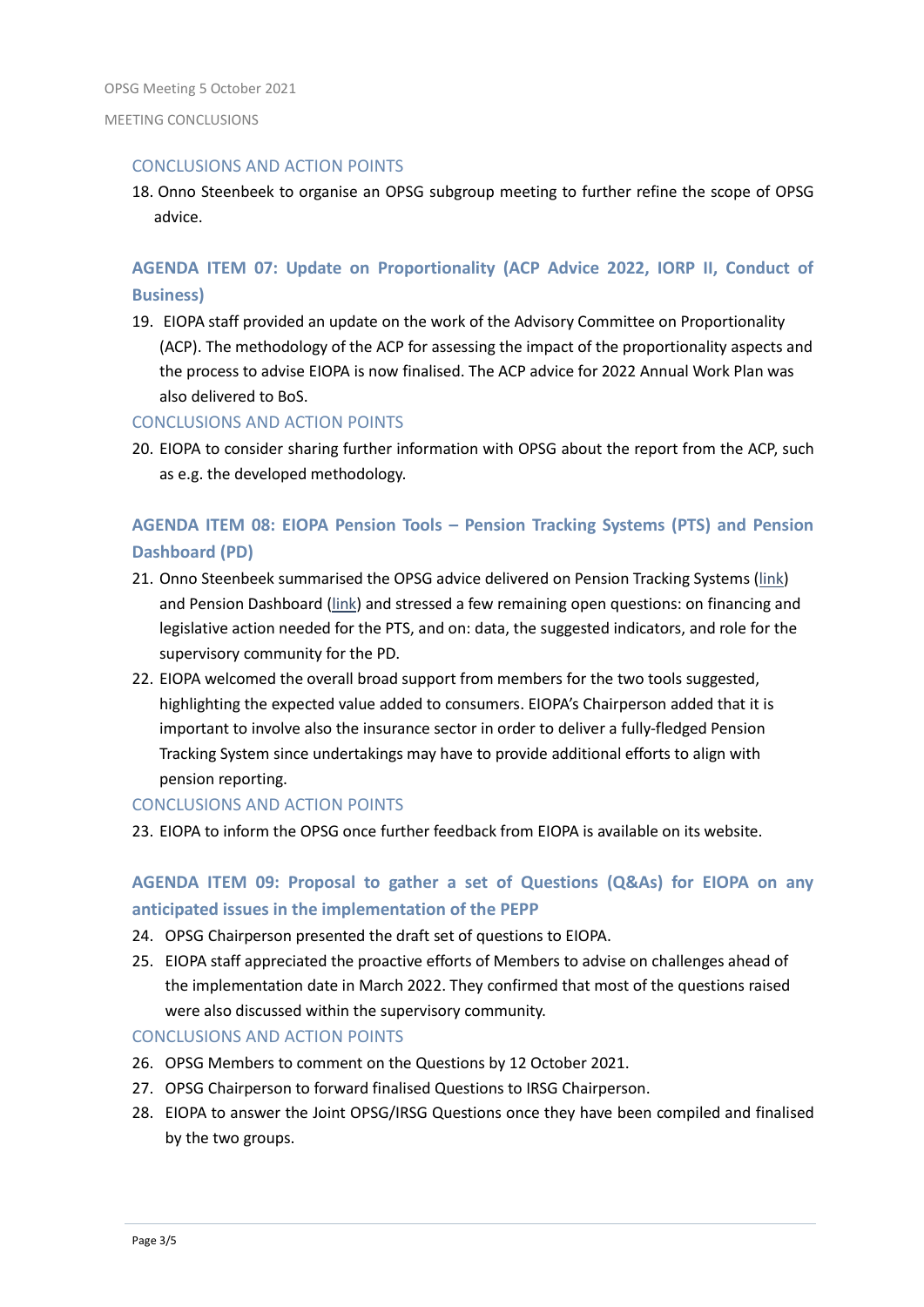### CONCLUSIONS AND ACTION POINTS

18. Onno Steenbeek to organise an OPSG subgroup meeting to further refine the scope of OPSG advice.

## AGENDA ITEM 07: Update on Proportionality (ACP Advice 2022, IORP II, Conduct of Business)

19. EIOPA staff provided an update on the work of the Advisory Committee on Proportionality (ACP). The methodology of the ACP for assessing the impact of the proportionality aspects and the process to advise EIOPA is now finalised. The ACP advice for 2022 Annual Work Plan was also delivered to BoS.

### CONCLUSIONS AND ACTION POINTS

20. EIOPA to consider sharing further information with OPSG about the report from the ACP, such as e.g. the developed methodology.

## AGENDA ITEM 08: EIOPA Pension Tools – Pension Tracking Systems (PTS) and Pension Dashboard (PD)

21. Onno Steenbeek summarised the OPSG advice delivered on Pension Tracking Systems (link) and Pension Dashboard (link) and stressed a few remaining open questions: on financing and legislative action needed for the PTS, and on: data, the suggested indicators, and role for the supervisory community for the PD.
22. EIOPA welcomed the overall broad support from members for the two tools suggested, highlighting the expected value added to consumers. EIOPA's Chairperson added that it is important to involve also the insurance sector in order to deliver a fully-fledged Pension Tracking System since undertakings may have to provide additional efforts to align with pension reporting.

### CONCLUSIONS AND ACTION POINTS

23. EIOPA to inform the OPSG once further feedback from EIOPA is available on its website.

## AGENDA ITEM 09: Proposal to gather a set of Questions (Q&As) for EIOPA on any anticipated issues in the implementation of the PEPP

24. OPSG Chairperson presented the draft set of questions to EIOPA.
25. EIOPA staff appreciated the proactive efforts of Members to advise on challenges ahead of the implementation date in March 2022. They confirmed that most of the questions raised were also discussed within the supervisory community.

### CONCLUSIONS AND ACTION POINTS

26. OPSG Members to comment on the Questions by 12 October 2021.
27. OPSG Chairperson to forward finalised Questions to IRSG Chairperson.
28. EIOPA to answer the Joint OPSG/IRSG Questions once they have been compiled and finalised by the two groups.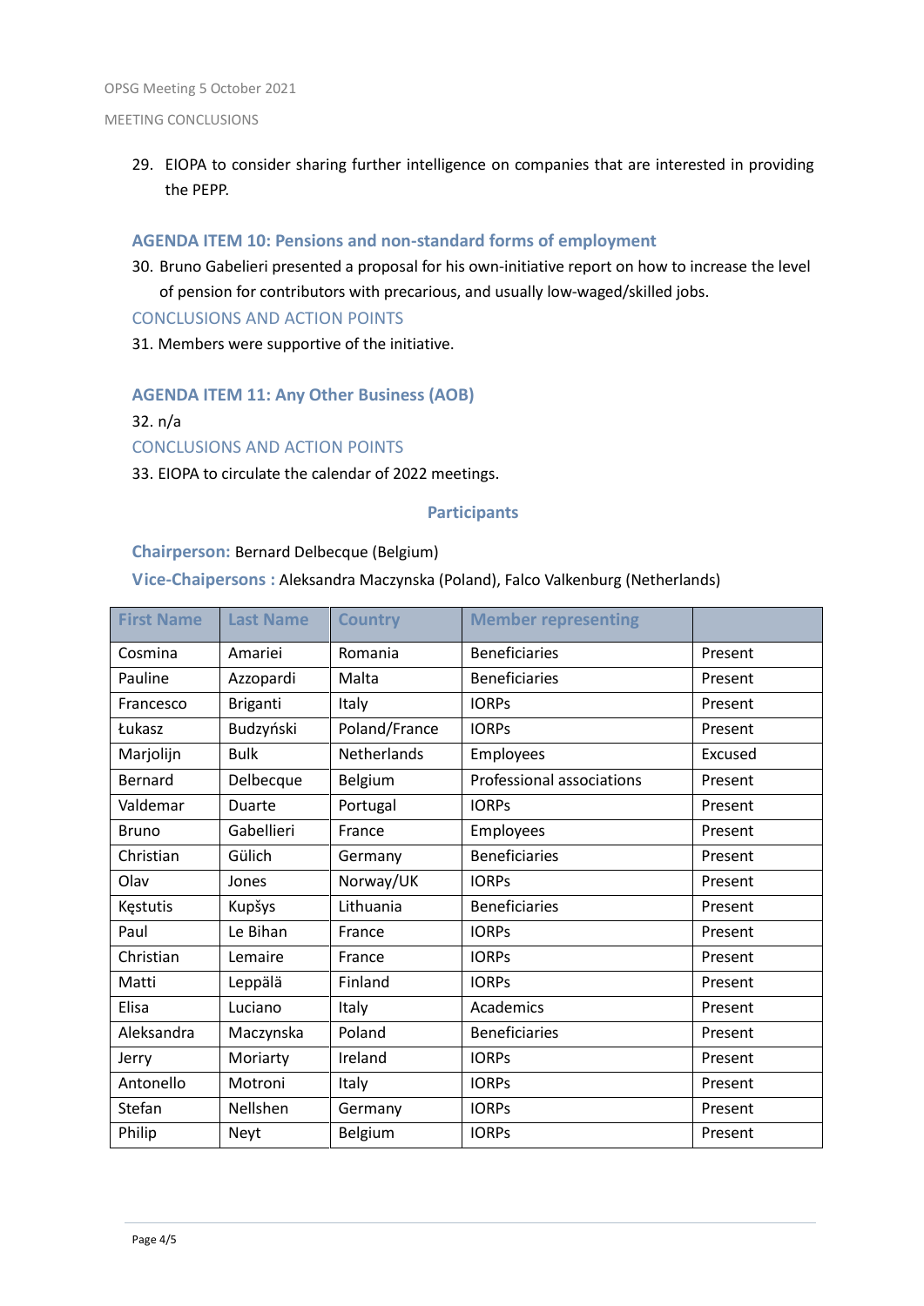29. EIOPA to consider sharing further intelligence on companies that are interested in providing the PEPP.

### AGENDA ITEM 10: Pensions and non-standard forms of employment

30. Bruno Gabelieri presented a proposal for his own-initiative report on how to increase the level of pension for contributors with precarious, and usually low-waged/skilled jobs.

CONCLUSIONS AND ACTION POINTS

31. Members were supportive of the initiative.

### AGENDA ITEM 11: Any Other Business (AOB)

32. n/a

CONCLUSIONS AND ACTION POINTS

33. EIOPA to circulate the calendar of 2022 meetings.

## Participants

**Chairperson:** Bernard Delbecque (Belgium)

**Vice-Chaipersons :** Aleksandra Maczynska (Poland), Falco Valkenburg (Netherlands)

| First Name | Last Name | Country | Member representing | |
|---|---|---|---|---|
| Cosmina | Amariei | Romania | Beneficiaries | Present |
| Pauline | Azzopardi | Malta | Beneficiaries | Present |
| Francesco | Briganti | Italy | IORPs | Present |
| Łukasz | Budzyński | Poland/France | IORPs | Present |
| Marjolijn | Bulk | Netherlands | Employees | Excused |
| Bernard | Delbecque | Belgium | Professional associations | Present |
| Valdemar | Duarte | Portugal | IORPs | Present |
| Bruno | Gabellieri | France | Employees | Present |
| Christian | Gülich | Germany | Beneficiaries | Present |
| Olav | Jones | Norway/UK | IORPs | Present |
| Kęstutis | Kupšys | Lithuania | Beneficiaries | Present |
| Paul | Le Bihan | France | IORPs | Present |
| Christian | Lemaire | France | IORPs | Present |
| Matti | Leppälä | Finland | IORPs | Present |
| Elisa | Luciano | Italy | Academics | Present |
| Aleksandra | Maczynska | Poland | Beneficiaries | Present |
| Jerry | Moriarty | Ireland | IORPs | Present |
| Antonello | Motroni | Italy | IORPs | Present |
| Stefan | Nellshen | Germany | IORPs | Present |
| Philip | Neyt | Belgium | IORPs | Present |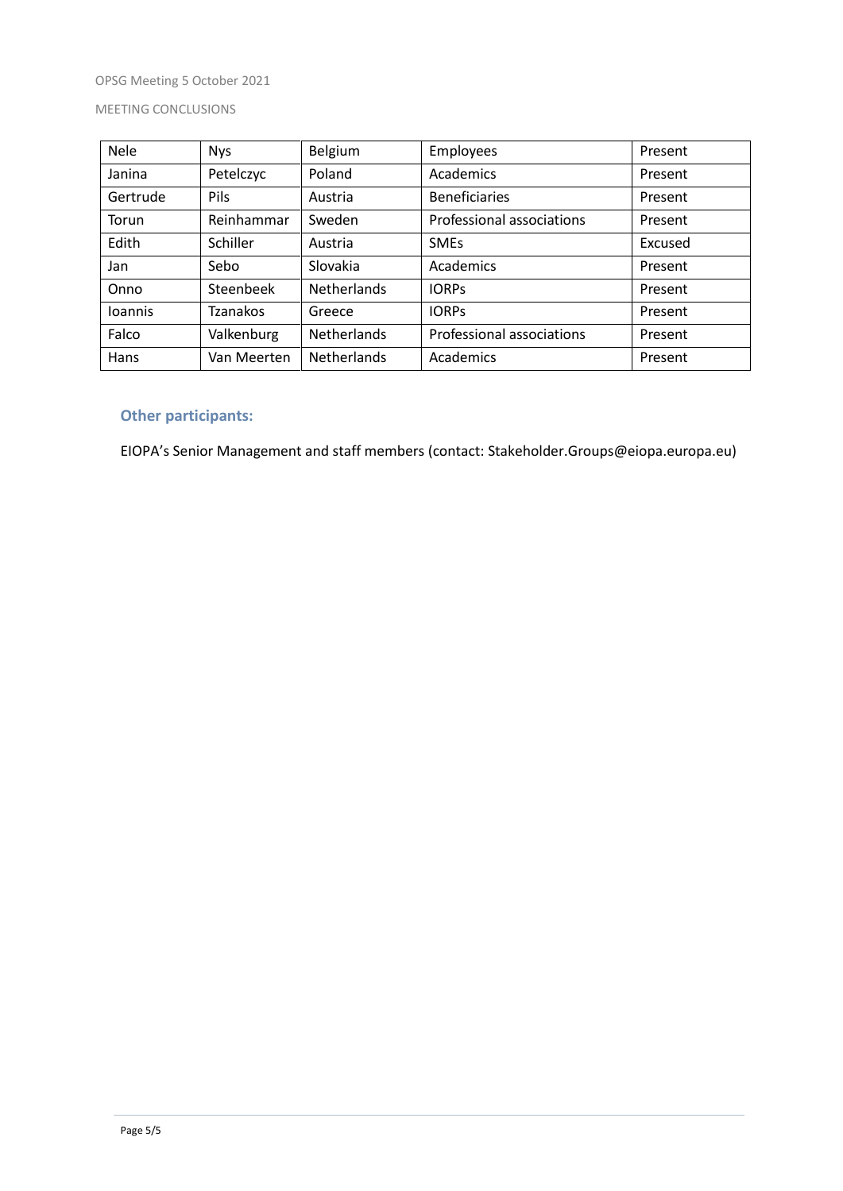| | | | | |
|---|---|---|---|---|
| Nele | Nys | Belgium | Employees | Present |
| Janina | Petelczyc | Poland | Academics | Present |
| Gertrude | Pils | Austria | Beneficiaries | Present |
| Torun | Reinhammar | Sweden | Professional associations | Present |
| Edith | Schiller | Austria | SMEs | Excused |
| Jan | Sebo | Slovakia | Academics | Present |
| Onno | Steenbeek | Netherlands | IORPs | Present |
| Ioannis | Tzanakos | Greece | IORPs | Present |
| Falco | Valkenburg | Netherlands | Professional associations | Present |
| Hans | Van Meerten | Netherlands | Academics | Present |

### Other participants:

EIOPA's Senior Management and staff members (contact: Stakeholder.Groups@eiopa.europa.eu)